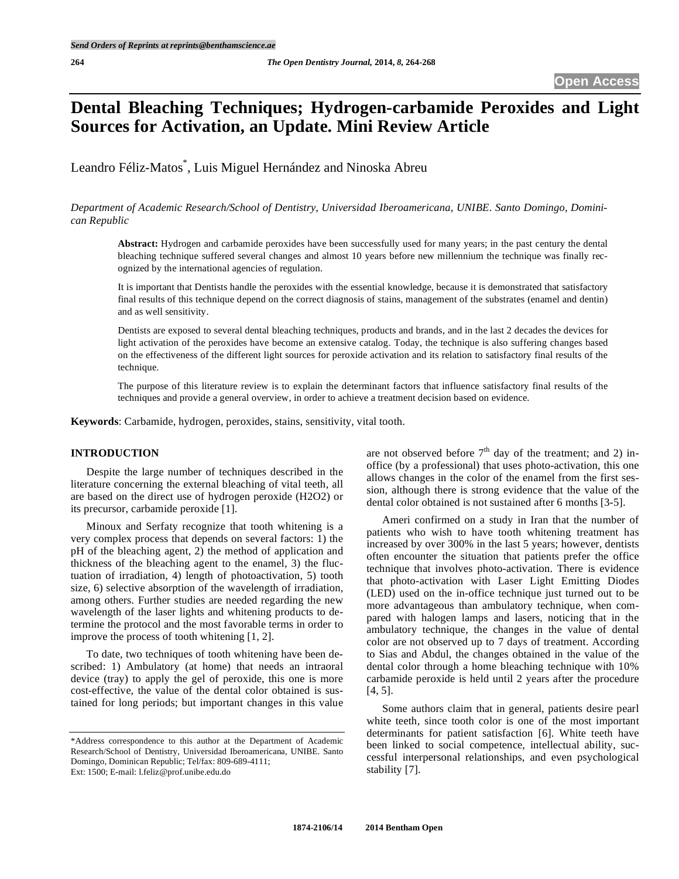# Dental Bleaching Techniques; Hydrogen-carbamide Peroxides and Light Sources for Activation, an Update. Mini Review Article

Leandro Féliz-Matos*, Luis Miguel Hernández and Ninoska Abreu

*Department of Academic Research/School of Dentistry, Universidad Iberoamericana, UNIBE. Santo Domingo, Dominican Republic*

**Abstract:** Hydrogen and carbamide peroxides have been successfully used for many years; in the past century the dental bleaching technique suffered several changes and almost 10 years before new millennium the technique was finally recognized by the international agencies of regulation.

It is important that Dentists handle the peroxides with the essential knowledge, because it is demonstrated that satisfactory final results of this technique depend on the correct diagnosis of stains, management of the substrates (enamel and dentin) and as well sensitivity.

Dentists are exposed to several dental bleaching techniques, products and brands, and in the last 2 decades the devices for light activation of the peroxides have become an extensive catalog. Today, the technique is also suffering changes based on the effectiveness of the different light sources for peroxide activation and its relation to satisfactory final results of the technique.

The purpose of this literature review is to explain the determinant factors that influence satisfactory final results of the techniques and provide a general overview, in order to achieve a treatment decision based on evidence.

**Keywords**: Carbamide, hydrogen, peroxides, stains, sensitivity, vital tooth.

## INTRODUCTION

Despite the large number of techniques described in the literature concerning the external bleaching of vital teeth, all are based on the direct use of hydrogen peroxide (H2O2) or its precursor, carbamide peroxide [1].

Minoux and Serfaty recognize that tooth whitening is a very complex process that depends on several factors: 1) the pH of the bleaching agent, 2) the method of application and thickness of the bleaching agent to the enamel, 3) the fluctuation of irradiation, 4) length of photoactivation, 5) tooth size, 6) selective absorption of the wavelength of irradiation, among others. Further studies are needed regarding the new wavelength of the laser lights and whitening products to determine the protocol and the most favorable terms in order to improve the process of tooth whitening [1, 2].

To date, two techniques of tooth whitening have been described: 1) Ambulatory (at home) that needs an intraoral device (tray) to apply the gel of peroxide, this one is more cost-effective, the value of the dental color obtained is sustained for long periods; but important changes in this value are not observed before 7th day of the treatment; and 2) in-office (by a professional) that uses photo-activation, this one allows changes in the color of the enamel from the first session, although there is strong evidence that the value of the dental color obtained is not sustained after 6 months [3-5].

Ameri confirmed on a study in Iran that the number of patients who wish to have tooth whitening treatment has increased by over 300% in the last 5 years; however, dentists often encounter the situation that patients prefer the office technique that involves photo-activation. There is evidence that photo-activation with Laser Light Emitting Diodes (LED) used on the in-office technique just turned out to be more advantageous than ambulatory technique, when compared with halogen lamps and lasers, noticing that in the ambulatory technique, the changes in the value of dental color are not observed up to 7 days of treatment. According to Sias and Abdul, the changes obtained in the value of the dental color through a home bleaching technique with 10% carbamide peroxide is held until 2 years after the procedure [4, 5].

Some authors claim that in general, patients desire pearl white teeth, since tooth color is one of the most important determinants for patient satisfaction [6]. White teeth have been linked to social competence, intellectual ability, successful interpersonal relationships, and even psychological stability [7].

*Address correspondence to this author at the Department of Academic Research/School of Dentistry, Universidad Iberoamericana, UNIBE. Santo Domingo, Dominican Republic; Tel/fax: 809-689-4111; Ext: 1500; E-mail: l.feliz@prof.unibe.edu.do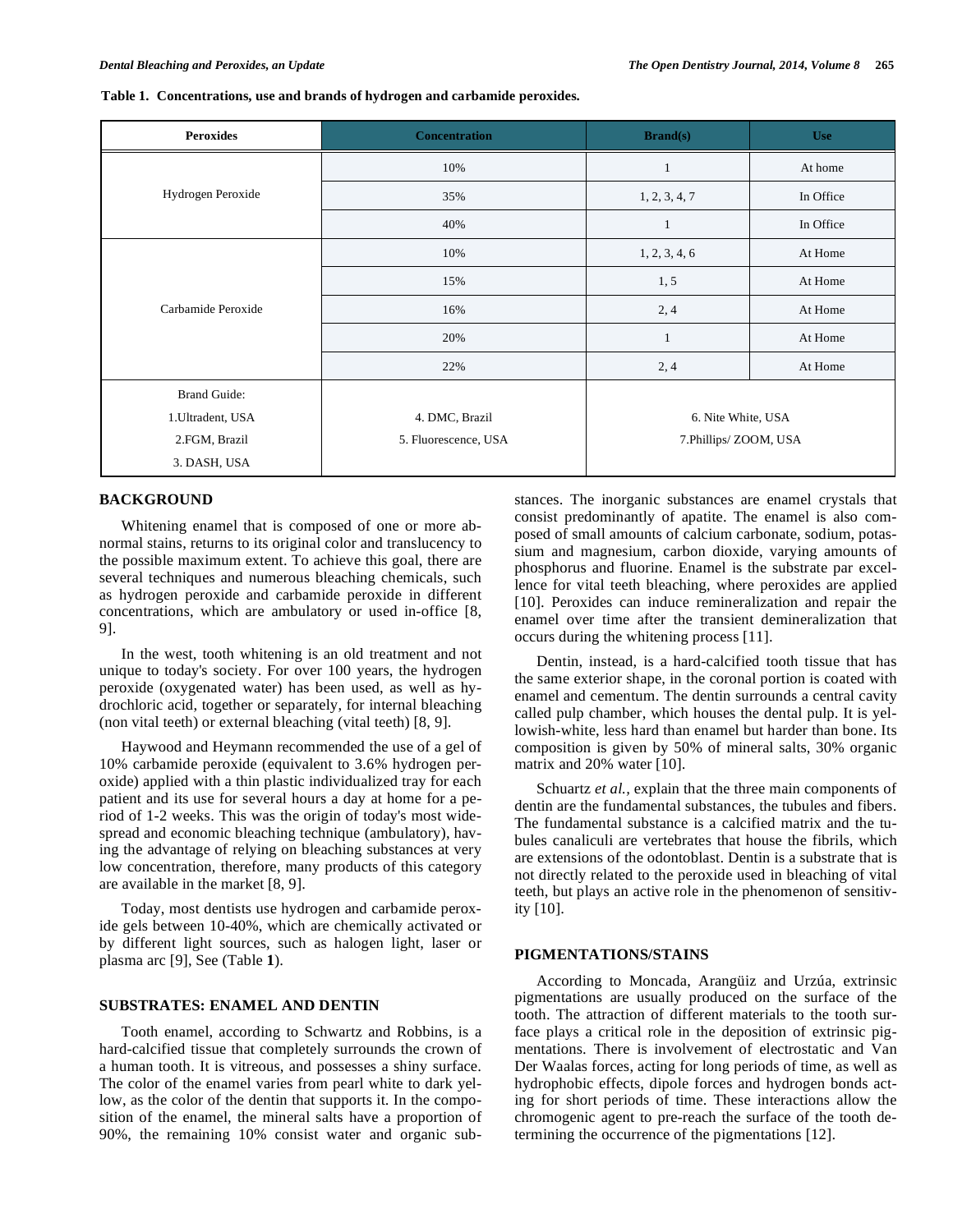**Table 1. Concentrations, use and brands of hydrogen and carbamide peroxides.**

| Peroxides | Concentration | Brand(s) | Use |
|---|---|---|---|
| Hydrogen Peroxide | 10% | 1 | At home |
| | 35% | 1, 2, 3, 4, 7 | In Office |
| | 40% | 1 | In Office |
| Carbamide Peroxide | 10% | 1, 2, 3, 4, 6 | At Home |
| | 15% | 1, 5 | At Home |
| | 16% | 2, 4 | At Home |
| | 20% | 1 | At Home |
| | 22% | 2, 4 | At Home |
| Brand Guide:<br>1.Ultradent, USA<br>2.FGM, Brazil<br>3. DASH, USA | 4. DMC, Brazil<br>5. Fluorescence, USA | 6. Nite White, USA<br>7.Phillips/ ZOOM, USA | |

## BACKGROUND

Whitening enamel that is composed of one or more abnormal stains, returns to its original color and translucency to the possible maximum extent. To achieve this goal, there are several techniques and numerous bleaching chemicals, such as hydrogen peroxide and carbamide peroxide in different concentrations, which are ambulatory or used in-office [8, 9].

In the west, tooth whitening is an old treatment and not unique to today's society. For over 100 years, the hydrogen peroxide (oxygenated water) has been used, as well as hydrochloric acid, together or separately, for internal bleaching (non vital teeth) or external bleaching (vital teeth) [8, 9].

Haywood and Heymann recommended the use of a gel of 10% carbamide peroxide (equivalent to 3.6% hydrogen peroxide) applied with a thin plastic individualized tray for each patient and its use for several hours a day at home for a period of 1-2 weeks. This was the origin of today's most widespread and economic bleaching technique (ambulatory), having the advantage of relying on bleaching substances at very low concentration, therefore, many products of this category are available in the market [8, 9].

Today, most dentists use hydrogen and carbamide peroxide gels between 10-40%, which are chemically activated or by different light sources, such as halogen light, laser or plasma arc [9], See (Table **1**).

## SUBSTRATES: ENAMEL AND DENTIN

Tooth enamel, according to Schwartz and Robbins, is a hard-calcified tissue that completely surrounds the crown of a human tooth. It is vitreous, and possesses a shiny surface. The color of the enamel varies from pearl white to dark yellow, as the color of the dentin that supports it. In the composition of the enamel, the mineral salts have a proportion of 90%, the remaining 10% consist water and organic substances. The inorganic substances are enamel crystals that consist predominantly of apatite. The enamel is also composed of small amounts of calcium carbonate, sodium, potassium and magnesium, carbon dioxide, varying amounts of phosphorus and fluorine. Enamel is the substrate par excellence for vital teeth bleaching, where peroxides are applied [10]. Peroxides can induce remineralization and repair the enamel over time after the transient demineralization that occurs during the whitening process [11].

Dentin, instead, is a hard-calcified tooth tissue that has the same exterior shape, in the coronal portion is coated with enamel and cementum. The dentin surrounds a central cavity called pulp chamber, which houses the dental pulp. It is yellowish-white, less hard than enamel but harder than bone. Its composition is given by 50% of mineral salts, 30% organic matrix and 20% water [10].

Schuartz *et al.*, explain that the three main components of dentin are the fundamental substances, the tubules and fibers. The fundamental substance is a calcified matrix and the tubules canaliculi are vertebrates that house the fibrils, which are extensions of the odontoblast. Dentin is a substrate that is not directly related to the peroxide used in bleaching of vital teeth, but plays an active role in the phenomenon of sensitivity [10].

## PIGMENTATIONS/STAINS

According to Moncada, Arangüiz and Urzúa, extrinsic pigmentations are usually produced on the surface of the tooth. The attraction of different materials to the tooth surface plays a critical role in the deposition of extrinsic pigmentations. There is involvement of electrostatic and Van Der Waalas forces, acting for long periods of time, as well as hydrophobic effects, dipole forces and hydrogen bonds acting for short periods of time. These interactions allow the chromogenic agent to pre-reach the surface of the tooth determining the occurrence of the pigmentations [12].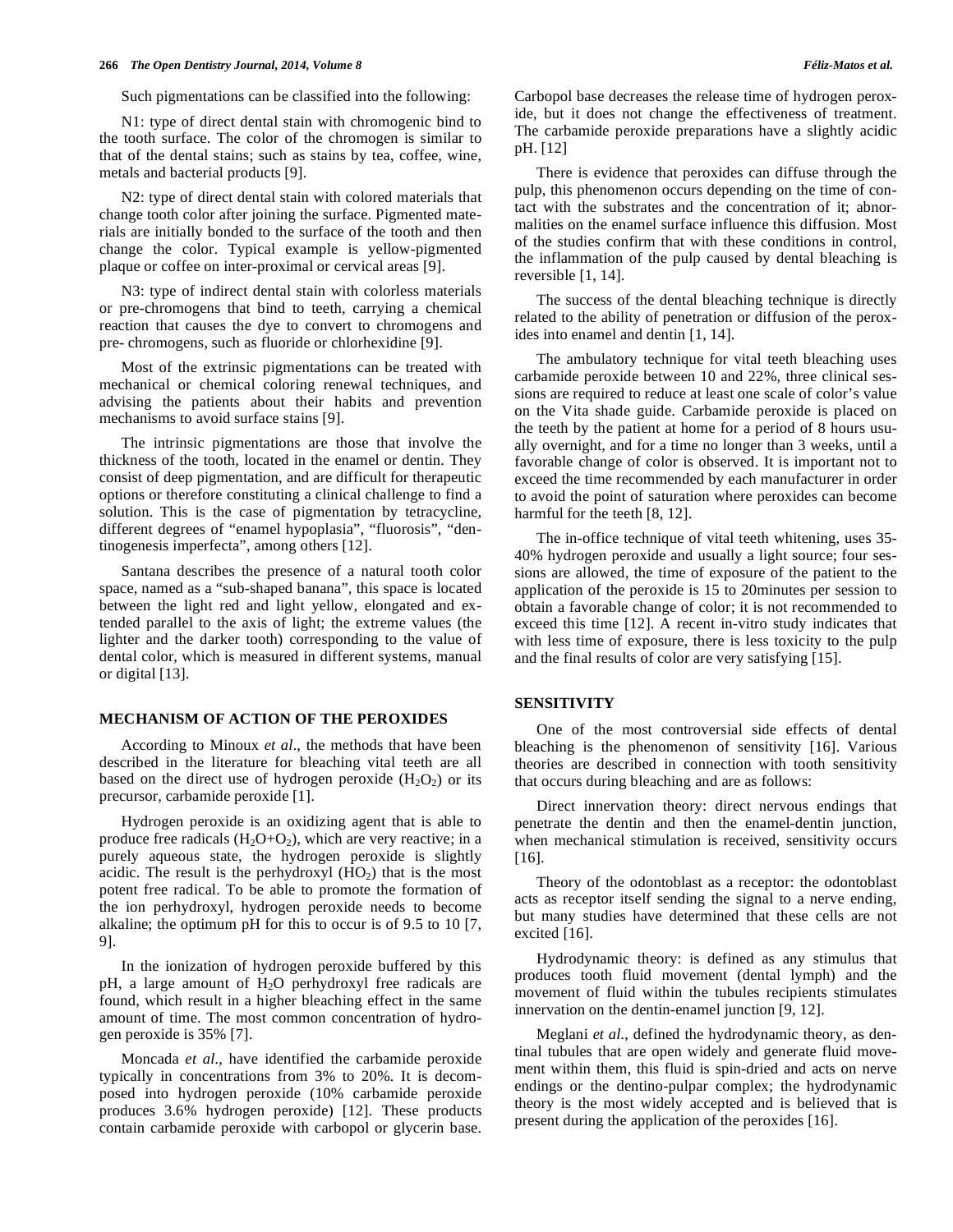Such pigmentations can be classified into the following:

N1: type of direct dental stain with chromogenic bind to the tooth surface. The color of the chromogen is similar to that of the dental stains; such as stains by tea, coffee, wine, metals and bacterial products [9].

N2: type of direct dental stain with colored materials that change tooth color after joining the surface. Pigmented materials are initially bonded to the surface of the tooth and then change the color. Typical example is yellow-pigmented plaque or coffee on inter-proximal or cervical areas [9].

N3: type of indirect dental stain with colorless materials or pre-chromogens that bind to teeth, carrying a chemical reaction that causes the dye to convert to chromogens and pre- chromogens, such as fluoride or chlorhexidine [9].

Most of the extrinsic pigmentations can be treated with mechanical or chemical coloring renewal techniques, and advising the patients about their habits and prevention mechanisms to avoid surface stains [9].

The intrinsic pigmentations are those that involve the thickness of the tooth, located in the enamel or dentin. They consist of deep pigmentation, and are difficult for therapeutic options or therefore constituting a clinical challenge to find a solution. This is the case of pigmentation by tetracycline, different degrees of "enamel hypoplasia", "fluorosis", "dentinogenesis imperfecta", among others [12].

Santana describes the presence of a natural tooth color space, named as a "sub-shaped banana", this space is located between the light red and light yellow, elongated and extended parallel to the axis of light; the extreme values (the lighter and the darker tooth) corresponding to the value of dental color, which is measured in different systems, manual or digital [13].

## MECHANISM OF ACTION OF THE PEROXIDES

According to Minoux *et al*., the methods that have been described in the literature for bleaching vital teeth are all based on the direct use of hydrogen peroxide ($H_2O_2$) or its precursor, carbamide peroxide [1].

Hydrogen peroxide is an oxidizing agent that is able to produce free radicals ($H_2O+O_2$), which are very reactive; in a purely aqueous state, the hydrogen peroxide is slightly acidic. The result is the perhydroxyl ($HO_2$) that is the most potent free radical. To be able to promote the formation of the ion perhydroxyl, hydrogen peroxide needs to become alkaline; the optimum pH for this to occur is of 9.5 to 10 [7, 9].

In the ionization of hydrogen peroxide buffered by this pH, a large amount of $H_2O$ perhydroxyl free radicals are found, which result in a higher bleaching effect in the same amount of time. The most common concentration of hydrogen peroxide is 35% [7].

Moncada *et al.,* have identified the carbamide peroxide typically in concentrations from 3% to 20%. It is decomposed into hydrogen peroxide (10% carbamide peroxide produces 3.6% hydrogen peroxide) [12]. These products contain carbamide peroxide with carbopol or glycerin base. Carbopol base decreases the release time of hydrogen peroxide, but it does not change the effectiveness of treatment. The carbamide peroxide preparations have a slightly acidic pH. [12]

There is evidence that peroxides can diffuse through the pulp, this phenomenon occurs depending on the time of contact with the substrates and the concentration of it; abnormalities on the enamel surface influence this diffusion. Most of the studies confirm that with these conditions in control, the inflammation of the pulp caused by dental bleaching is reversible [1, 14].

The success of the dental bleaching technique is directly related to the ability of penetration or diffusion of the peroxides into enamel and dentin [1, 14].

The ambulatory technique for vital teeth bleaching uses carbamide peroxide between 10 and 22%, three clinical sessions are required to reduce at least one scale of color's value on the Vita shade guide. Carbamide peroxide is placed on the teeth by the patient at home for a period of 8 hours usually overnight, and for a time no longer than 3 weeks, until a favorable change of color is observed. It is important not to exceed the time recommended by each manufacturer in order to avoid the point of saturation where peroxides can become harmful for the teeth [8, 12].

The in-office technique of vital teeth whitening, uses 35-40% hydrogen peroxide and usually a light source; four sessions are allowed, the time of exposure of the patient to the application of the peroxide is 15 to 20minutes per session to obtain a favorable change of color; it is not recommended to exceed this time [12]. A recent in-vitro study indicates that with less time of exposure, there is less toxicity to the pulp and the final results of color are very satisfying [15].

## SENSITIVITY

One of the most controversial side effects of dental bleaching is the phenomenon of sensitivity [16]. Various theories are described in connection with tooth sensitivity that occurs during bleaching and are as follows:

Direct innervation theory: direct nervous endings that penetrate the dentin and then the enamel-dentin junction, when mechanical stimulation is received, sensitivity occurs [16].

Theory of the odontoblast as a receptor: the odontoblast acts as receptor itself sending the signal to a nerve ending, but many studies have determined that these cells are not excited [16].

Hydrodynamic theory: is defined as any stimulus that produces tooth fluid movement (dental lymph) and the movement of fluid within the tubules recipients stimulates innervation on the dentin-enamel junction [9, 12].

Meglani *et al*., defined the hydrodynamic theory, as dentinal tubules that are open widely and generate fluid movement within them, this fluid is spin-dried and acts on nerve endings or the dentino-pulpar complex; the hydrodynamic theory is the most widely accepted and is believed that is present during the application of the peroxides [16].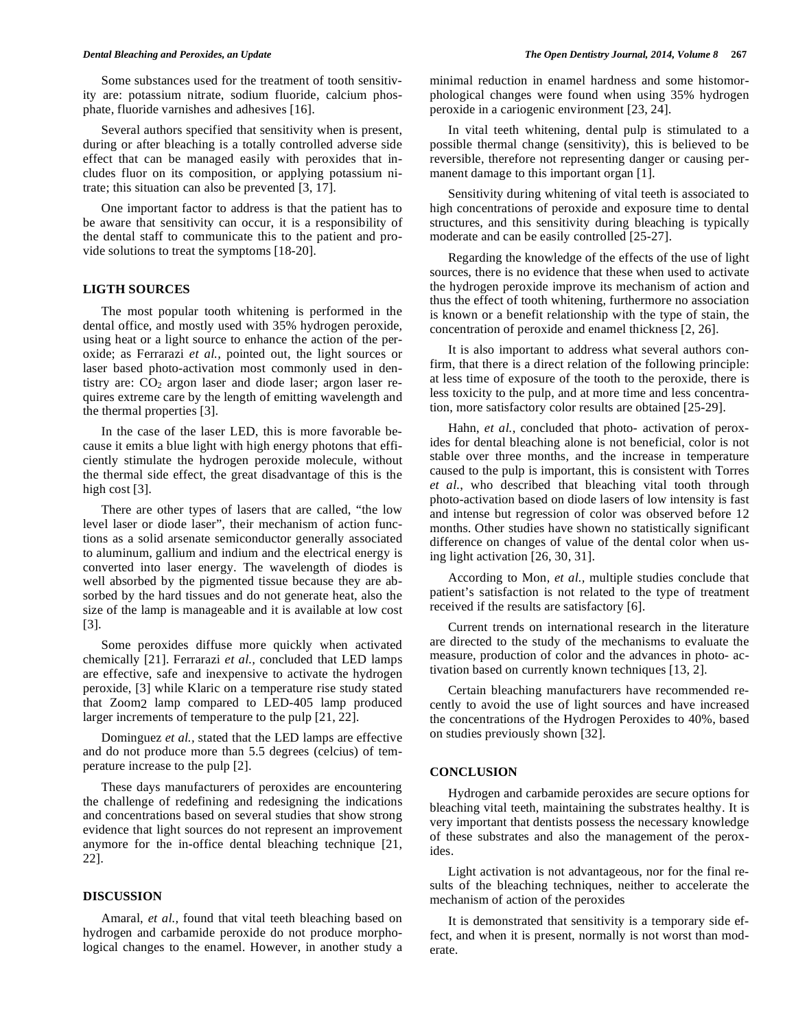Some substances used for the treatment of tooth sensitivity are: potassium nitrate, sodium fluoride, calcium phosphate, fluoride varnishes and adhesives [16].

Several authors specified that sensitivity when is present, during or after bleaching is a totally controlled adverse side effect that can be managed easily with peroxides that includes fluor on its composition, or applying potassium nitrate; this situation can also be prevented [3, 17].

One important factor to address is that the patient has to be aware that sensitivity can occur, it is a responsibility of the dental staff to communicate this to the patient and provide solutions to treat the symptoms [18-20].

## LIGTH SOURCES

The most popular tooth whitening is performed in the dental office, and mostly used with 35% hydrogen peroxide, using heat or a light source to enhance the action of the peroxide; as Ferrarazi *et al.*, pointed out, the light sources or laser based photo-activation most commonly used in dentistry are: $CO_2$ argon laser and diode laser; argon laser requires extreme care by the length of emitting wavelength and the thermal properties [3].

In the case of the laser LED, this is more favorable because it emits a blue light with high energy photons that efficiently stimulate the hydrogen peroxide molecule, without the thermal side effect, the great disadvantage of this is the high cost [3].

There are other types of lasers that are called, "the low level laser or diode laser", their mechanism of action functions as a solid arsenate semiconductor generally associated to aluminum, gallium and indium and the electrical energy is converted into laser energy. The wavelength of diodes is well absorbed by the pigmented tissue because they are absorbed by the hard tissues and do not generate heat, also the size of the lamp is manageable and it is available at low cost [3].

Some peroxides diffuse more quickly when activated chemically [21]. Ferrarazi *et al.*, concluded that LED lamps are effective, safe and inexpensive to activate the hydrogen peroxide, [3] while Klaric on a temperature rise study stated that Zoom2 lamp compared to LED-405 lamp produced larger increments of temperature to the pulp [21, 22].

Dominguez *et al.*, stated that the LED lamps are effective and do not produce more than 5.5 degrees (celcius) of temperature increase to the pulp [2].

These days manufacturers of peroxides are encountering the challenge of redefining and redesigning the indications and concentrations based on several studies that show strong evidence that light sources do not represent an improvement anymore for the in-office dental bleaching technique [21, 22].

## DISCUSSION

Amaral, *et al.*, found that vital teeth bleaching based on hydrogen and carbamide peroxide do not produce morphological changes to the enamel. However, in another study a minimal reduction in enamel hardness and some histomorphological changes were found when using 35% hydrogen peroxide in a cariogenic environment [23, 24].

In vital teeth whitening, dental pulp is stimulated to a possible thermal change (sensitivity), this is believed to be reversible, therefore not representing danger or causing permanent damage to this important organ [1].

Sensitivity during whitening of vital teeth is associated to high concentrations of peroxide and exposure time to dental structures, and this sensitivity during bleaching is typically moderate and can be easily controlled [25-27].

Regarding the knowledge of the effects of the use of light sources, there is no evidence that these when used to activate the hydrogen peroxide improve its mechanism of action and thus the effect of tooth whitening, furthermore no association is known or a benefit relationship with the type of stain, the concentration of peroxide and enamel thickness [2, 26].

It is also important to address what several authors confirm, that there is a direct relation of the following principle: at less time of exposure of the tooth to the peroxide, there is less toxicity to the pulp, and at more time and less concentration, more satisfactory color results are obtained [25-29].

Hahn, *et al.*, concluded that photo- activation of peroxides for dental bleaching alone is not beneficial, color is not stable over three months, and the increase in temperature caused to the pulp is important, this is consistent with Torres *et al.*, who described that bleaching vital tooth through photo-activation based on diode lasers of low intensity is fast and intense but regression of color was observed before 12 months. Other studies have shown no statistically significant difference on changes of value of the dental color when using light activation [26, 30, 31].

According to Mon, *et al.*, multiple studies conclude that patient's satisfaction is not related to the type of treatment received if the results are satisfactory [6].

Current trends on international research in the literature are directed to the study of the mechanisms to evaluate the measure, production of color and the advances in photo- activation based on currently known techniques [13, 2].

Certain bleaching manufacturers have recommended recently to avoid the use of light sources and have increased the concentrations of the Hydrogen Peroxides to 40%, based on studies previously shown [32].

## CONCLUSION

Hydrogen and carbamide peroxides are secure options for bleaching vital teeth, maintaining the substrates healthy. It is very important that dentists possess the necessary knowledge of these substrates and also the management of the peroxides.

Light activation is not advantageous, nor for the final results of the bleaching techniques, neither to accelerate the mechanism of action of the peroxides

It is demonstrated that sensitivity is a temporary side effect, and when it is present, normally is not worst than moderate.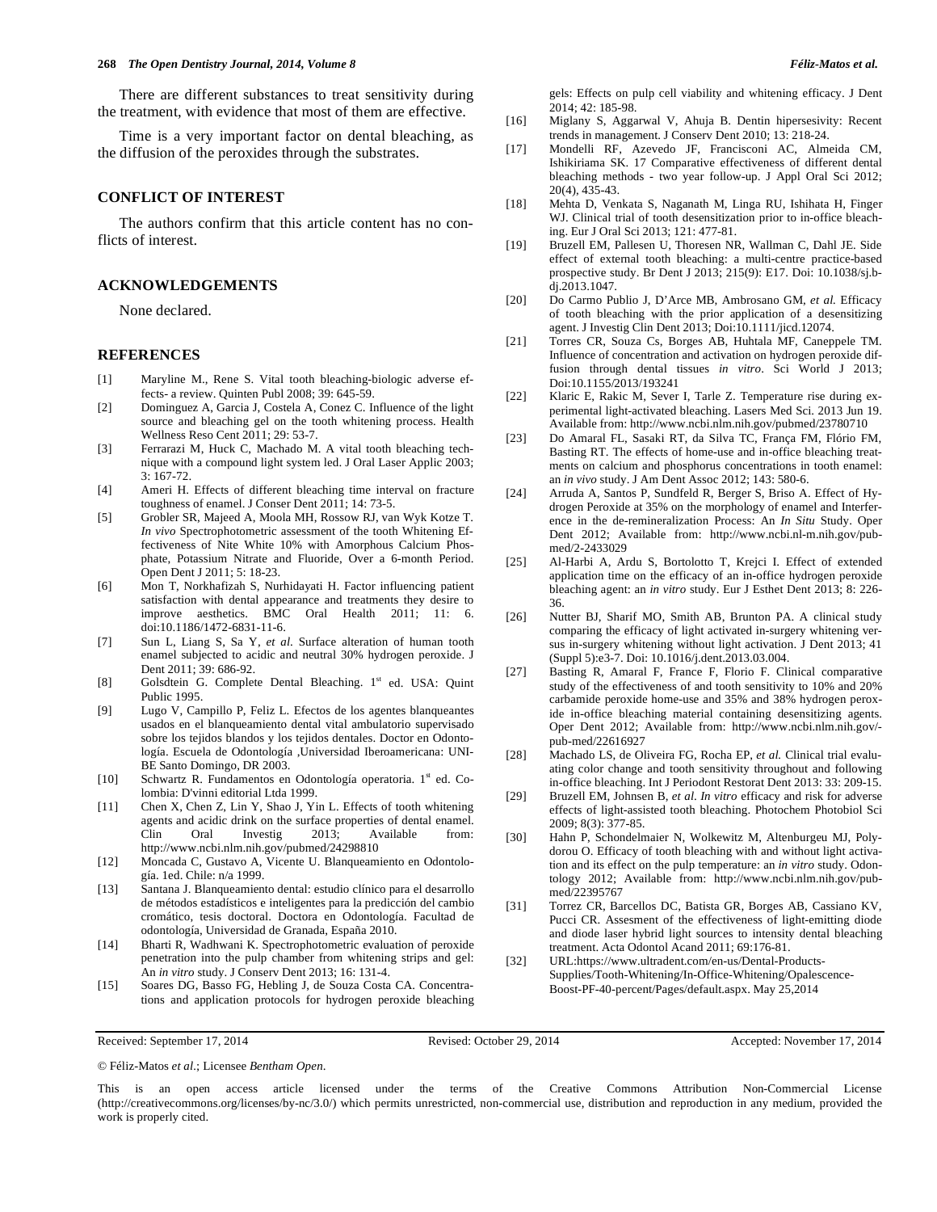There are different substances to treat sensitivity during the treatment, with evidence that most of them are effective.

Time is a very important factor on dental bleaching, as the diffusion of the peroxides through the substrates.

## CONFLICT OF INTEREST

The authors confirm that this article content has no conflicts of interest.

## ACKNOWLEDGEMENTS

None declared.

## REFERENCES

[1] Maryline M., Rene S. Vital tooth bleaching-biologic adverse effects- a review. Quinten Publ 2008; 39: 645-59.

[2] Dominguez A, Garcia J, Costela A, Conez C. Influence of the light source and bleaching gel on the tooth whitening process. Health Wellness Reso Cent 2011; 29: 53-7.

[3] Ferrarazi M, Huck C, Machado M. A vital tooth bleaching technique with a compound light system led. J Oral Laser Applic 2003; 3: 167-72.

[4] Ameri H. Effects of different bleaching time interval on fracture toughness of enamel. J Conser Dent 2011; 14: 73-5.

[5] Grobler SR, Majeed A, Moola MH, Rossow RJ, van Wyk Kotze T. *In vivo* Spectrophotometric assessment of the tooth Whitening Effectiveness of Nite White 10% with Amorphous Calcium Phosphate, Potassium Nitrate and Fluoride, Over a 6-month Period. Open Dent J 2011; 5: 18-23.

[6] Mon T, Norkhafizah S, Nurhidayati H. Factor influencing patient satisfaction with dental appearance and treatments they desire to improve aesthetics. BMC Oral Health 2011; 11: 6. doi:10.1186/1472-6831-11-6.

[7] Sun L, Liang S, Sa Y, *et al.* Surface alteration of human tooth enamel subjected to acidic and neutral 30% hydrogen peroxide. J Dent 2011; 39: 686-92.

[8] Golsdtein G. Complete Dental Bleaching. 1st ed. USA: Quint Public 1995.

[9] Lugo V, Campillo P, Feliz L. Efectos de los agentes blanqueantes usados en el blanqueamiento dental vital ambulatorio supervisado sobre los tejidos blandos y los tejidos dentales. Doctor en Odontología. Escuela de Odontología ,Universidad Iberoamericana: UNIBE Santo Domingo, DR 2003.

[10] Schwartz R. Fundamentos en Odontología operatoria. 1st ed. Colombia: D'vinni editorial Ltda 1999.

[11] Chen X, Chen Z, Lin Y, Shao J, Yin L. Effects of tooth whitening agents and acidic drink on the surface properties of dental enamel. Clin Oral Investig 2013; Available from: http://www.ncbi.nlm.nih.gov/pubmed/24298810

[12] Moncada C, Gustavo A, Vicente U. Blanqueamiento en Odontología. 1ed. Chile: n/a 1999.

[13] Santana J. Blanqueamiento dental: estudio clínico para el desarrollo de métodos estadísticos e inteligentes para la predicción del cambio cromático, tesis doctoral. Doctora en Odontología. Facultad de odontología, Universidad de Granada, España 2010.

[14] Bharti R, Wadhwani K. Spectrophotometric evaluation of peroxide penetration into the pulp chamber from whitening strips and gel: An *in vitro* study. J Conserv Dent 2013; 16: 131-4.

[15] Soares DG, Basso FG, Hebling J, de Souza Costa CA. Concentrations and application protocols for hydrogen peroxide bleaching gels: Effects on pulp cell viability and whitening efficacy. J Dent 2014; 42: 185-98.

[16] Miglany S, Aggarwal V, Ahuja B. Dentin hipersesivity: Recent trends in management. J Conserv Dent 2010; 13: 218-24.

[17] Mondelli RF, Azevedo JF, Francisconi AC, Almeida CM, Ishikiriama SK. 17 Comparative effectiveness of different dental bleaching methods - two year follow-up. J Appl Oral Sci 2012; 20(4), 435-43.

[18] Mehta D, Venkata S, Naganath M, Linga RU, Ishihata H, Finger WJ. Clinical trial of tooth desensitization prior to in-office bleaching. Eur J Oral Sci 2013; 121: 477-81.

[19] Bruzell EM, Pallesen U, Thoresen NR, Wallman C, Dahl JE. Side effect of external tooth bleaching: a multi-centre practice-based prospective study. Br Dent J 2013; 215(9): E17. Doi: 10.1038/sj.bdj.2013.1047.

[20] Do Carmo Publio J, D'Arce MB, Ambrosano GM, *et al.* Efficacy of tooth bleaching with the prior application of a desensitizing agent. J Investig Clin Dent 2013; Doi:10.1111/jicd.12074.

[21] Torres CR, Souza Cs, Borges AB, Huhtala MF, Caneppele TM. Influence of concentration and activation on hydrogen peroxide diffusion through dental tissues *in vitro*. Sci World J 2013; Doi:10.1155/2013/193241

[22] Klaric E, Rakic M, Sever I, Tarle Z. Temperature rise during experimental light-activated bleaching. Lasers Med Sci. 2013 Jun 19. Available from: http://www.ncbi.nlm.nih.gov/pubmed/23780710

[23] Do Amaral FL, Sasaki RT, da Silva TC, França FM, Flório FM, Basting RT. The effects of home-use and in-office bleaching treatments on calcium and phosphorus concentrations in tooth enamel: an *in vivo* study. J Am Dent Assoc 2012; 143: 580-6.

[24] Arruda A, Santos P, Sundfeld R, Berger S, Briso A. Effect of Hydrogen Peroxide at 35% on the morphology of enamel and Interference in the de-remineralization Process: An *In Situ* Study. Oper Dent 2012; Available from: http://www.ncbi.nl-m.nih.gov/pubmed/2-2433029

[25] Al-Harbi A, Ardu S, Bortolotto T, Krejci I. Effect of extended application time on the efficacy of an in-office hydrogen peroxide bleaching agent: an *in vitro* study. Eur J Esthet Dent 2013; 8: 226-36.

[26] Nutter BJ, Sharif MO, Smith AB, Brunton PA. A clinical study comparing the efficacy of light activated in-surgery whitening versus in-surgery whitening without light activation. J Dent 2013; 41 (Suppl 5):e3-7. Doi: 10.1016/j.dent.2013.03.004.

[27] Basting R, Amaral F, France F, Florio F. Clinical comparative study of the effectiveness of and tooth sensitivity to 10% and 20% carbamide peroxide home-use and 35% and 38% hydrogen peroxide in-office bleaching material containing desensitizing agents. Oper Dent 2012; Available from: http://www.ncbi.nlm.nih.gov/-pub-med/22616927

[28] Machado LS, de Oliveira FG, Rocha EP, *et al.* Clinical trial evaluating color change and tooth sensitivity throughout and following in-office bleaching. Int J Periodont Restorat Dent 2013: 33: 209-15.

[29] Bruzell EM, Johnsen B, *et al. In vitro* efficacy and risk for adverse effects of light-assisted tooth bleaching. Photochem Photobiol Sci 2009; 8(3): 377-85.

[30] Hahn P, Schondelmaier N, Wolkewitz M, Altenburgeu MJ, Polydorou O. Efficacy of tooth bleaching with and without light activation and its effect on the pulp temperature: an *in vitro* study. Odontology 2012; Available from: http://www.ncbi.nlm.nih.gov/pubmed/22395767

[31] Torrez CR, Barcellos DC, Batista GR, Borges AB, Cassiano KV, Pucci CR. Assesment of the effectiveness of light-emitting diode and diode laser hybrid light sources to intensity dental bleaching treatment. Acta Odontol Acand 2011; 69:176-81.

[32] URL:https://www.ultradent.com/en-us/Dental-Products-Supplies/Tooth-Whitening/In-Office-Whitening/Opalescence-Boost-PF-40-percent/Pages/default.aspx. May 25,2014

Received: September 17, 2014 Revised: October 29, 2014 Accepted: November 17, 2014

© Féliz-Matos *et al.*; Licensee *Bentham Open*.

This is an open access article licensed under the terms of the Creative Commons Attribution Non-Commercial License (http://creativecommons.org/licenses/by-nc/3.0/) which permits unrestricted, non-commercial use, distribution and reproduction in any medium, provided the work is properly cited.